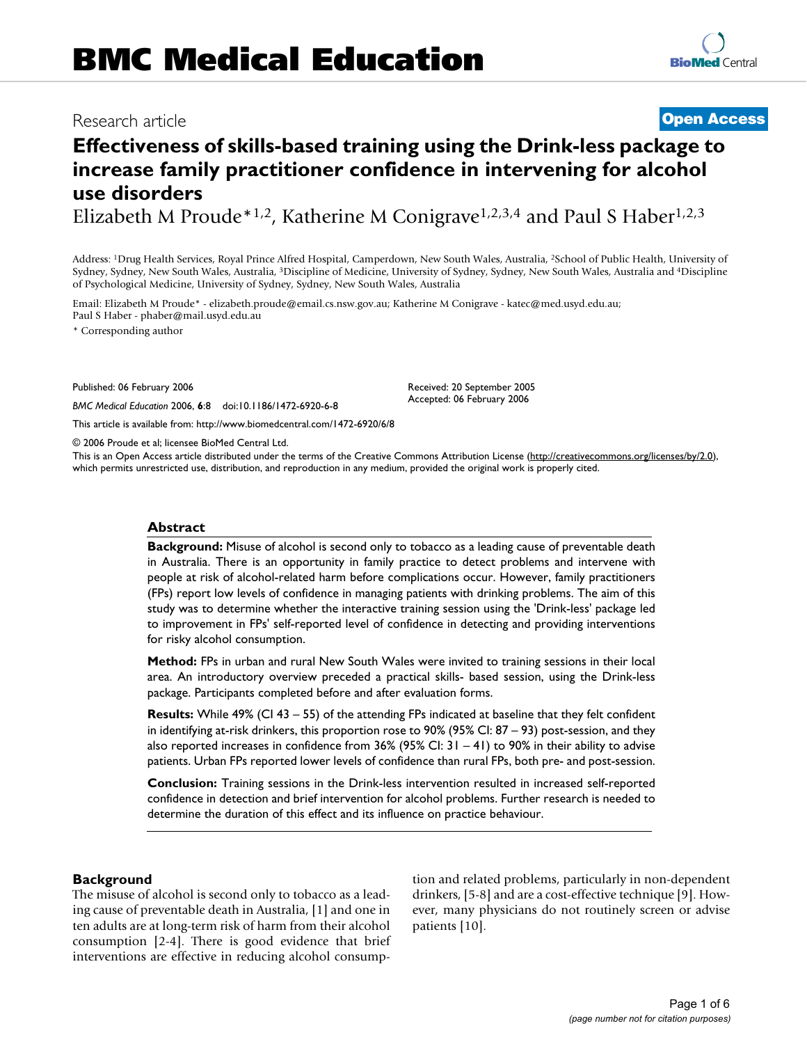# BMC Medical Education

Research article

**Open Access**

# Effectiveness of skills-based training using the Drink-less package to increase family practitioner confidence in intervening for alcohol use disorders

Elizabeth M Proude*[1,2], Katherine M Conigrave[1,2,3,4] and Paul S Haber[1,2,3]

Address: [1]Drug Health Services, Royal Prince Alfred Hospital, Camperdown, New South Wales, Australia, [2]School of Public Health, University of Sydney, Sydney, New South Wales, Australia, [3]Discipline of Medicine, University of Sydney, Sydney, New South Wales, Australia and [4]Discipline of Psychological Medicine, University of Sydney, Sydney, New South Wales, Australia

Email: Elizabeth M Proude* - elizabeth.proude@email.cs.nsw.gov.au; Katherine M Conigrave - katec@med.usyd.edu.au; Paul S Haber - phaber@mail.usyd.edu.au

\* Corresponding author

Published: 06 February 2006

*BMC Medical Education* 2006, **6**:8 doi:10.1186/1472-6920-6-8

Received: 20 September 2005
Accepted: 06 February 2006

This article is available from: http://www.biomedcentral.com/1472-6920/6/8

© 2006 Proude et al; licensee BioMed Central Ltd.

This is an Open Access article distributed under the terms of the Creative Commons Attribution License (http://creativecommons.org/licenses/by/2.0), which permits unrestricted use, distribution, and reproduction in any medium, provided the original work is properly cited.

## Abstract

**Background:** Misuse of alcohol is second only to tobacco as a leading cause of preventable death in Australia. There is an opportunity in family practice to detect problems and intervene with people at risk of alcohol-related harm before complications occur. However, family practitioners (FPs) report low levels of confidence in managing patients with drinking problems. The aim of this study was to determine whether the interactive training session using the 'Drink-less' package led to improvement in FPs' self-reported level of confidence in detecting and providing interventions for risky alcohol consumption.

**Method:** FPs in urban and rural New South Wales were invited to training sessions in their local area. An introductory overview preceded a practical skills- based session, using the Drink-less package. Participants completed before and after evaluation forms.

**Results:** While 49% (CI 43 – 55) of the attending FPs indicated at baseline that they felt confident in identifying at-risk drinkers, this proportion rose to 90% (95% CI: 87 – 93) post-session, and they also reported increases in confidence from 36% (95% CI: 31 – 41) to 90% in their ability to advise patients. Urban FPs reported lower levels of confidence than rural FPs, both pre- and post-session.

**Conclusion:** Training sessions in the Drink-less intervention resulted in increased self-reported confidence in detection and brief intervention for alcohol problems. Further research is needed to determine the duration of this effect and its influence on practice behaviour.

## Background

The misuse of alcohol is second only to tobacco as a leading cause of preventable death in Australia, [1] and one in ten adults are at long-term risk of harm from their alcohol consumption [2-4]. There is good evidence that brief interventions are effective in reducing alcohol consumption and related problems, particularly in non-dependent drinkers, [5-8] and are a cost-effective technique [9]. However, many physicians do not routinely screen or advise patients [10].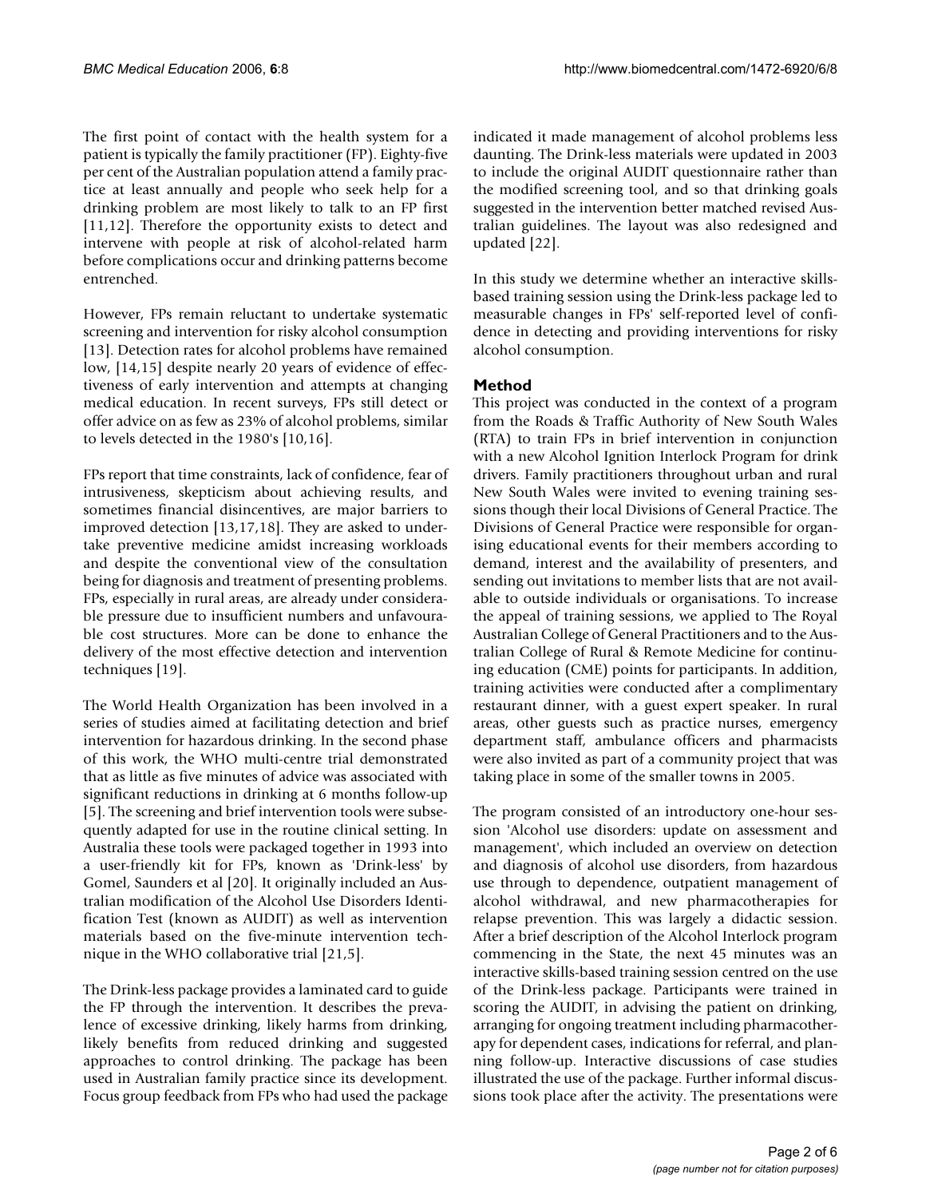The first point of contact with the health system for a patient is typically the family practitioner (FP). Eighty-five per cent of the Australian population attend a family practice at least annually and people who seek help for a drinking problem are most likely to talk to an FP first [11,12]. Therefore the opportunity exists to detect and intervene with people at risk of alcohol-related harm before complications occur and drinking patterns become entrenched.

However, FPs remain reluctant to undertake systematic screening and intervention for risky alcohol consumption [13]. Detection rates for alcohol problems have remained low, [14,15] despite nearly 20 years of evidence of effectiveness of early intervention and attempts at changing medical education. In recent surveys, FPs still detect or offer advice on as few as 23% of alcohol problems, similar to levels detected in the 1980's [10,16].

FPs report that time constraints, lack of confidence, fear of intrusiveness, skepticism about achieving results, and sometimes financial disincentives, are major barriers to improved detection [13,17,18]. They are asked to undertake preventive medicine amidst increasing workloads and despite the conventional view of the consultation being for diagnosis and treatment of presenting problems. FPs, especially in rural areas, are already under considerable pressure due to insufficient numbers and unfavourable cost structures. More can be done to enhance the delivery of the most effective detection and intervention techniques [19].

The World Health Organization has been involved in a series of studies aimed at facilitating detection and brief intervention for hazardous drinking. In the second phase of this work, the WHO multi-centre trial demonstrated that as little as five minutes of advice was associated with significant reductions in drinking at 6 months follow-up [5]. The screening and brief intervention tools were subsequently adapted for use in the routine clinical setting. In Australia these tools were packaged together in 1993 into a user-friendly kit for FPs, known as 'Drink-less' by Gomel, Saunders et al [20]. It originally included an Australian modification of the Alcohol Use Disorders Identification Test (known as AUDIT) as well as intervention materials based on the five-minute intervention technique in the WHO collaborative trial [21,5].

The Drink-less package provides a laminated card to guide the FP through the intervention. It describes the prevalence of excessive drinking, likely harms from drinking, likely benefits from reduced drinking and suggested approaches to control drinking. The package has been used in Australian family practice since its development. Focus group feedback from FPs who had used the package indicated it made management of alcohol problems less daunting. The Drink-less materials were updated in 2003 to include the original AUDIT questionnaire rather than the modified screening tool, and so that drinking goals suggested in the intervention better matched revised Australian guidelines. The layout was also redesigned and updated [22].

In this study we determine whether an interactive skills-based training session using the Drink-less package led to measurable changes in FPs' self-reported level of confidence in detecting and providing interventions for risky alcohol consumption.

## Method

This project was conducted in the context of a program from the Roads & Traffic Authority of New South Wales (RTA) to train FPs in brief intervention in conjunction with a new Alcohol Ignition Interlock Program for drink drivers. Family practitioners throughout urban and rural New South Wales were invited to evening training sessions though their local Divisions of General Practice. The Divisions of General Practice were responsible for organising educational events for their members according to demand, interest and the availability of presenters, and sending out invitations to member lists that are not available to outside individuals or organisations. To increase the appeal of training sessions, we applied to The Royal Australian College of General Practitioners and to the Australian College of Rural & Remote Medicine for continuing education (CME) points for participants. In addition, training activities were conducted after a complimentary restaurant dinner, with a guest expert speaker. In rural areas, other guests such as practice nurses, emergency department staff, ambulance officers and pharmacists were also invited as part of a community project that was taking place in some of the smaller towns in 2005.

The program consisted of an introductory one-hour session 'Alcohol use disorders: update on assessment and management', which included an overview on detection and diagnosis of alcohol use disorders, from hazardous use through to dependence, outpatient management of alcohol withdrawal, and new pharmacotherapies for relapse prevention. This was largely a didactic session. After a brief description of the Alcohol Interlock program commencing in the State, the next 45 minutes was an interactive skills-based training session centred on the use of the Drink-less package. Participants were trained in scoring the AUDIT, in advising the patient on drinking, arranging for ongoing treatment including pharmacotherapy for dependent cases, indications for referral, and planning follow-up. Interactive discussions of case studies illustrated the use of the package. Further informal discussions took place after the activity. The presentations were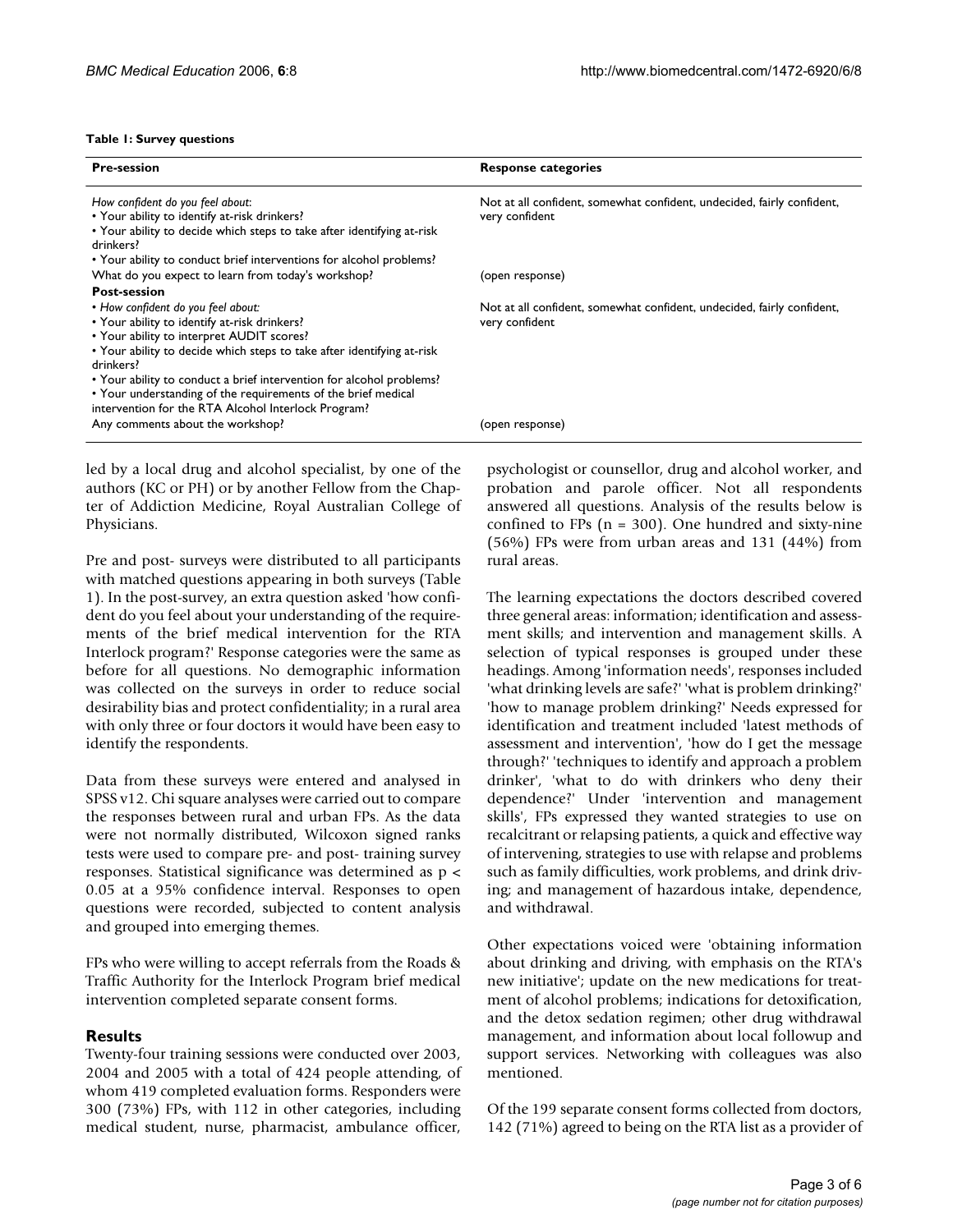**Table 1: Survey questions**

| Pre-session | Response categories |
| --- | --- |
| *How confident do you feel about*:<br>• Your ability to identify at-risk drinkers?<br>• Your ability to decide which steps to take after identifying at-risk drinkers?<br>• Your ability to conduct brief interventions for alcohol problems? | Not at all confident, somewhat confident, undecided, fairly confident, very confident |
| What do you expect to learn from today's workshop? | (open response) |
| **Post-session** | |
| • *How confident do you feel about:*<br>• Your ability to identify at-risk drinkers?<br>• Your ability to interpret AUDIT scores?<br>• Your ability to decide which steps to take after identifying at-risk drinkers?<br>• Your ability to conduct a brief intervention for alcohol problems?<br>• Your understanding of the requirements of the brief medical intervention for the RTA Alcohol Interlock Program? | Not at all confident, somewhat confident, undecided, fairly confident, very confident |
| Any comments about the workshop? | (open response) |

led by a local drug and alcohol specialist, by one of the authors (KC or PH) or by another Fellow from the Chapter of Addiction Medicine, Royal Australian College of Physicians.

Pre and post- surveys were distributed to all participants with matched questions appearing in both surveys (Table 1). In the post-survey, an extra question asked 'how confident do you feel about your understanding of the requirements of the brief medical intervention for the RTA Interlock program?' Response categories were the same as before for all questions. No demographic information was collected on the surveys in order to reduce social desirability bias and protect confidentiality; in a rural area with only three or four doctors it would have been easy to identify the respondents.

Data from these surveys were entered and analysed in SPSS v12. Chi square analyses were carried out to compare the responses between rural and urban FPs. As the data were not normally distributed, Wilcoxon signed ranks tests were used to compare pre- and post- training survey responses. Statistical significance was determined as $p < 0.05$ at a 95% confidence interval. Responses to open questions were recorded, subjected to content analysis and grouped into emerging themes.

FPs who were willing to accept referrals from the Roads & Traffic Authority for the Interlock Program brief medical intervention completed separate consent forms.

## Results

Twenty-four training sessions were conducted over 2003, 2004 and 2005 with a total of 424 people attending, of whom 419 completed evaluation forms. Responders were 300 (73%) FPs, with 112 in other categories, including medical student, nurse, pharmacist, ambulance officer, psychologist or counsellor, drug and alcohol worker, and probation and parole officer. Not all respondents answered all questions. Analysis of the results below is confined to FPs (n = 300). One hundred and sixty-nine (56%) FPs were from urban areas and 131 (44%) from rural areas.

The learning expectations the doctors described covered three general areas: information; identification and assessment skills; and intervention and management skills. A selection of typical responses is grouped under these headings. Among 'information needs', responses included 'what drinking levels are safe?' 'what is problem drinking?' 'how to manage problem drinking?' Needs expressed for identification and treatment included 'latest methods of assessment and intervention', 'how do I get the message through?' 'techniques to identify and approach a problem drinker', 'what to do with drinkers who deny their dependence?' Under 'intervention and management skills', FPs expressed they wanted strategies to use on recalcitrant or relapsing patients, a quick and effective way of intervening, strategies to use with relapse and problems such as family difficulties, work problems, and drink driving; and management of hazardous intake, dependence, and withdrawal.

Other expectations voiced were 'obtaining information about drinking and driving, with emphasis on the RTA's new initiative'; update on the new medications for treatment of alcohol problems; indications for detoxification, and the detox sedation regimen; other drug withdrawal management, and information about local followup and support services. Networking with colleagues was also mentioned.

Of the 199 separate consent forms collected from doctors, 142 (71%) agreed to being on the RTA list as a provider of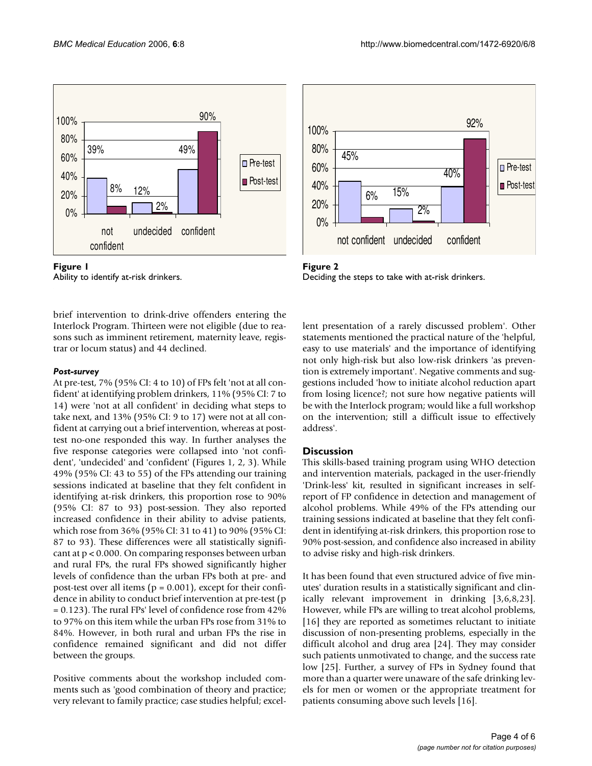Figure 1
Ability to identify at-risk drinkers.

Figure 2
Deciding the steps to take with at-risk drinkers.

brief intervention to drink-drive offenders entering the Interlock Program. Thirteen were not eligible (due to reasons such as imminent retirement, maternity leave, registrar or locum status) and 44 declined.

#### *Post-survey*

At pre-test, 7% (95% CI: 4 to 10) of FPs felt 'not at all confident' at identifying problem drinkers, 11% (95% CI: 7 to 14) were 'not at all confident' in deciding what steps to take next, and 13% (95% CI: 9 to 17) were not at all confident at carrying out a brief intervention, whereas at post-test no-one responded this way. In further analyses the five response categories were collapsed into 'not confident', 'undecided' and 'confident' (Figures 1, 2, 3). While 49% (95% CI: 43 to 55) of the FPs attending our training sessions indicated at baseline that they felt confident in identifying at-risk drinkers, this proportion rose to 90% (95% CI: 87 to 93) post-session. They also reported increased confidence in their ability to advise patients, which rose from 36% (95% CI: 31 to 41) to 90% (95% CI: 87 to 93). These differences were all statistically significant at $p < 0.000$. On comparing responses between urban and rural FPs, the rural FPs showed significantly higher levels of confidence than the urban FPs both at pre- and post-test over all items ($p = 0.001$), except for their confidence in ability to conduct brief intervention at pre-test ($p = 0.123$). The rural FPs' level of confidence rose from 42% to 97% on this item while the urban FPs rose from 31% to 84%. However, in both rural and urban FPs the rise in confidence remained significant and did not differ between the groups.

Positive comments about the workshop included comments such as 'good combination of theory and practice; very relevant to family practice; case studies helpful; excellent presentation of a rarely discussed problem'. Other statements mentioned the practical nature of the 'helpful, easy to use materials' and the importance of identifying not only high-risk but also low-risk drinkers 'as prevention is extremely important'. Negative comments and suggestions included 'how to initiate alcohol reduction apart from losing licence?; not sure how negative patients will be with the Interlock program; would like a full workshop on the intervention; still a difficult issue to effectively address'.

## Discussion

This skills-based training program using WHO detection and intervention materials, packaged in the user-friendly 'Drink-less' kit, resulted in significant increases in self-report of FP confidence in detection and management of alcohol problems. While 49% of the FPs attending our training sessions indicated at baseline that they felt confident in identifying at-risk drinkers, this proportion rose to 90% post-session, and confidence also increased in ability to advise risky and high-risk drinkers.

It has been found that even structured advice of five minutes' duration results in a statistically significant and clinically relevant improvement in drinking [3,6,8,23]. However, while FPs are willing to treat alcohol problems, [16] they are reported as sometimes reluctant to initiate discussion of non-presenting problems, especially in the difficult alcohol and drug area [24]. They may consider such patients unmotivated to change, and the success rate low [25]. Further, a survey of FPs in Sydney found that more than a quarter were unaware of the safe drinking levels for men or women or the appropriate treatment for patients consuming above such levels [16].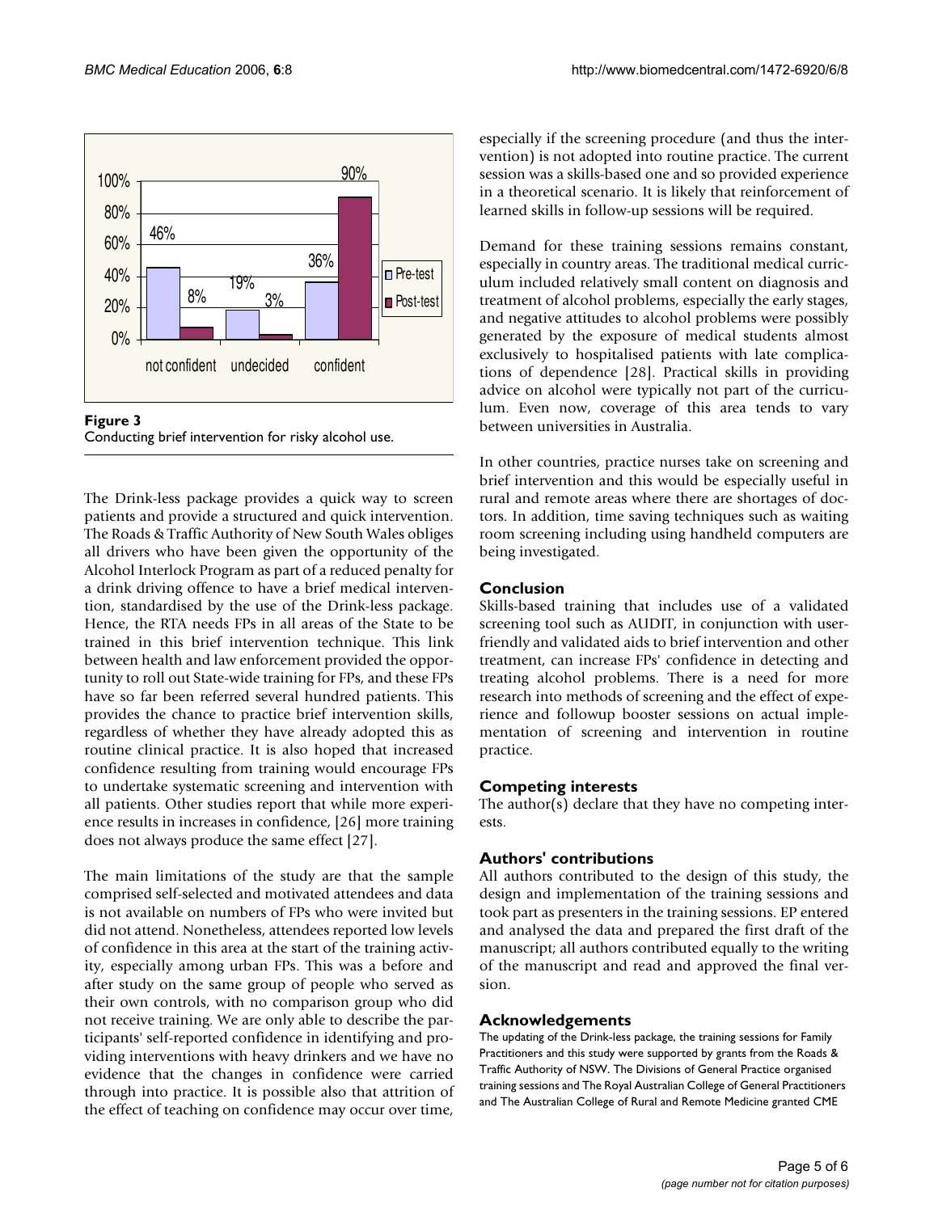Figure 3
Conducting brief intervention for risky alcohol use.

The Drink-less package provides a quick way to screen patients and provide a structured and quick intervention. The Roads & Traffic Authority of New South Wales obliges all drivers who have been given the opportunity of the Alcohol Interlock Program as part of a reduced penalty for a drink driving offence to have a brief medical intervention, standardised by the use of the Drink-less package. Hence, the RTA needs FPs in all areas of the State to be trained in this brief intervention technique. This link between health and law enforcement provided the opportunity to roll out State-wide training for FPs, and these FPs have so far been referred several hundred patients. This provides the chance to practice brief intervention skills, regardless of whether they have already adopted this as routine clinical practice. It is also hoped that increased confidence resulting from training would encourage FPs to undertake systematic screening and intervention with all patients. Other studies report that while more experience results in increases in confidence, [26] more training does not always produce the same effect [27].

The main limitations of the study are that the sample comprised self-selected and motivated attendees and data is not available on numbers of FPs who were invited but did not attend. Nonetheless, attendees reported low levels of confidence in this area at the start of the training activity, especially among urban FPs. This was a before and after study on the same group of people who served as their own controls, with no comparison group who did not receive training. We are only able to describe the participants' self-reported confidence in identifying and providing interventions with heavy drinkers and we have no evidence that the changes in confidence were carried through into practice. It is possible also that attrition of the effect of teaching on confidence may occur over time, especially if the screening procedure (and thus the intervention) is not adopted into routine practice. The current session was a skills-based one and so provided experience in a theoretical scenario. It is likely that reinforcement of learned skills in follow-up sessions will be required.

Demand for these training sessions remains constant, especially in country areas. The traditional medical curriculum included relatively small content on diagnosis and treatment of alcohol problems, especially the early stages, and negative attitudes to alcohol problems were possibly generated by the exposure of medical students almost exclusively to hospitalised patients with late complications of dependence [28]. Practical skills in providing advice on alcohol were typically not part of the curriculum. Even now, coverage of this area tends to vary between universities in Australia.

In other countries, practice nurses take on screening and brief intervention and this would be especially useful in rural and remote areas where there are shortages of doctors. In addition, time saving techniques such as waiting room screening including using handheld computers are being investigated.

## Conclusion

Skills-based training that includes use of a validated screening tool such as AUDIT, in conjunction with user-friendly and validated aids to brief intervention and other treatment, can increase FPs' confidence in detecting and treating alcohol problems. There is a need for more research into methods of screening and the effect of experience and followup booster sessions on actual implementation of screening and intervention in routine practice.

## Competing interests

The author(s) declare that they have no competing interests.

## Authors' contributions

All authors contributed to the design of this study, the design and implementation of the training sessions and took part as presenters in the training sessions. EP entered and analysed the data and prepared the first draft of the manuscript; all authors contributed equally to the writing of the manuscript and read and approved the final version.

## Acknowledgements

The updating of the Drink-less package, the training sessions for Family Practitioners and this study were supported by grants from the Roads & Traffic Authority of NSW. The Divisions of General Practice organised training sessions and The Royal Australian College of General Practitioners and The Australian College of Rural and Remote Medicine granted CME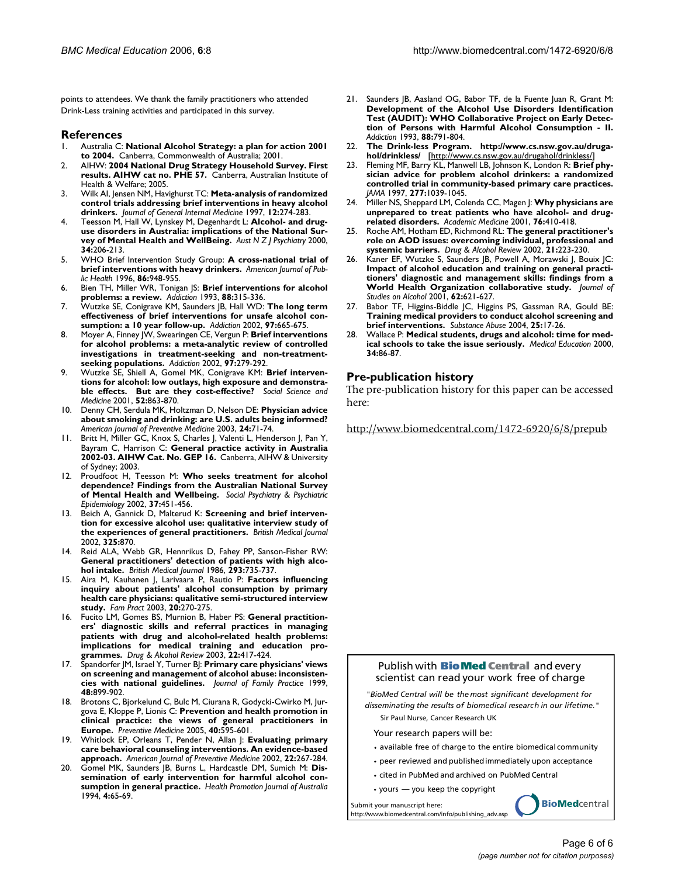points to attendees. We thank the family practitioners who attended Drink-Less training activities and participated in this survey.

## References

1. Australia C: **National Alcohol Strategy: a plan for action 2001 to 2004.** Canberra, Commonwealth of Australia; 2001.
2. AIHW: **2004 National Drug Strategy Household Survey. First results. AIHW cat no. PHE 57.** Canberra, Australian Institute of Health & Welfare; 2005.
3. Wilk AI, Jensen NM, Havighurst TC: **Meta-analysis of randomized control trials addressing brief interventions in heavy alcohol drinkers.** *Journal of General Internal Medicine* 1997, **12:**274-283.
4. Teesson M, Hall W, Lynskey M, Degenhardt L: **Alcohol- and drug-use disorders in Australia: implications of the National Survey of Mental Health and WellBeing.** *Aust N Z J Psychiatry* 2000, **34:**206-213.
5. WHO Brief Intervention Study Group: **A cross-national trial of brief interventions with heavy drinkers.** *American Journal of Public Health* 1996, **86:**948-955.
6. Bien TH, Miller WR, Tonigan JS: **Brief interventions for alcohol problems: a review.** *Addiction* 1993, **88:**315-336.
7. Wutzke SE, Conigrave KM, Saunders JB, Hall WD: **The long term effectiveness of brief interventions for unsafe alcohol consumption: a 10 year follow-up.** *Addiction* 2002, **97:**665-675.
8. Moyer A, Finney JW, Swearingen CE, Vergun P: **Brief interventions for alcohol problems: a meta-analytic review of controlled investigations in treatment-seeking and non-treatment-seeking populations.** *Addiction* 2002, **97:**279-292.
9. Wutzke SE, Shiell A, Gomel MK, Conigrave KM: **Brief interventions for alcohol: low outlays, high exposure and demonstrable effects. But are they cost-effective?** *Social Science and Medicine* 2001, **52:**863-870.
10. Denny CH, Serdula MK, Holtzman D, Nelson DE: **Physician advice about smoking and drinking: are U.S. adults being informed?** *American Journal of Preventive Medicine* 2003, **24:**71-74.
11. Britt H, Miller GC, Knox S, Charles J, Valenti L, Henderson J, Pan Y, Bayram C, Harrison C: **General practice activity in Australia 2002-03. AIHW Cat. No. GEP 16.** Canberra, AIHW & University of Sydney; 2003.
12. Proudfoot H, Teesson M: **Who seeks treatment for alcohol dependence? Findings from the Australian National Survey of Mental Health and Wellbeing.** *Social Psychiatry & Psychiatric Epidemiology* 2002, **37:**451-456.
13. Beich A, Gannick D, Malterud K: **Screening and brief intervention for excessive alcohol use: qualitative interview study of the experiences of general practitioners.** *British Medical Journal* 2002, **325:**870.
14. Reid ALA, Webb GR, Hennrikus D, Fahey PP, Sanson-Fisher RW: **General practitioners' detection of patients with high alcohol intake.** *British Medical Journal* 1986, **293:**735-737.
15. Aira M, Kauhanen J, Larivaara P, Rautio P: **Factors influencing inquiry about patients' alcohol consumption by primary health care physicians: qualitative semi-structured interview study.** *Fam Pract* 2003, **20:**270-275.
16. Fucito LM, Gomes BS, Murnion B, Haber PS: **General practitioners' diagnostic skills and referral practices in managing patients with drug and alcohol-related health problems: implications for medical training and education programmes.** *Drug & Alcohol Review* 2003, **22:**417-424.
17. Spandorfer JM, Israel Y, Turner BJ: **Primary care physicians' views on screening and management of alcohol abuse: inconsistencies with national guidelines.** *Journal of Family Practice* 1999, **48:**899-902.
18. Brotons C, Bjorkelund C, Bulc M, Ciurana R, Godycki-Cwirko M, Jurgova E, Kloppe P, Lionis C: **Prevention and health promotion in clinical practice: the views of general practitioners in Europe.** *Preventive Medicine* 2005, **40:**595-601.
19. Whitlock EP, Orleans T, Pender N, Allan J: **Evaluating primary care behavioral counseling interventions. An evidence-based approach.** *American Journal of Preventive Medicine* 2002, **22:**267-284.
20. Gomel MK, Saunders JB, Burns L, Hardcastle DM, Sumich M: **Dissemination of early intervention for harmful alcohol consumption in general practice.** *Health Promotion Journal of Australia* 1994, **4:**65-69.
21. Saunders JB, Aasland OG, Babor TF, de la Fuente Juan R, Grant M: **Development of the Alcohol Use Disorders Identification Test (AUDIT): WHO Collaborative Project on Early Detection of Persons with Harmful Alcohol Consumption - II.** *Addiction* 1993, **88:**791-804.
22. **The Drink-less Program. http://www.cs.nsw.gov.au/drugahol/drinkless/** [http://www.cs.nsw.gov.au/drugahol/drinkless/]
23. Fleming MF, Barry KL, Manwell LB, Johnson K, London R: **Brief physician advice for problem alcohol drinkers: a randomized controlled trial in community-based primary care practices.** *JAMA* 1997, **277:**1039-1045.
24. Miller NS, Sheppard LM, Colenda CC, Magen J: **Why physicians are unprepared to treat patients who have alcohol- and drug-related disorders.** *Academic Medicine* 2001, **76:**410-418.
25. Roche AM, Hotham ED, Richmond RL: **The general practitioner's role on AOD issues: overcoming individual, professional and systemic barriers.** *Drug & Alcohol Review* 2002, **21:**223-230.
26. Kaner EF, Wutzke S, Saunders JB, Powell A, Morawski J, Bouix JC: **Impact of alcohol education and training on general practitioners' diagnostic and management skills: findings from a World Health Organization collaborative study.** *Journal of Studies on Alcohol* 2001, **62:**621-627.
27. Babor TF, Higgins-Biddle JC, Higgins PS, Gassman RA, Gould BE: **Training medical providers to conduct alcohol screening and brief interventions.** *Substance Abuse* 2004, **25:**17-26.
28. Wallace P: **Medical students, drugs and alcohol: time for medical schools to take the issue seriously.** *Medical Education* 2000, **34:**86-87.

## Pre-publication history

The pre-publication history for this paper can be accessed here:

http://www.biomedcentral.com/1472-6920/6/8/prepub

Publish with **BioMed Central** and every scientist can read your work free of charge

*"BioMed Central will be the most significant development for disseminating the results of biomedical research in our lifetime."*
Sir Paul Nurse, Cancer Research UK

Your research papers will be:

- available free of charge to the entire biomedical community
- peer reviewed and published immediately upon acceptance
- cited in PubMed and archived on PubMed Central
- yours — you keep the copyright

Submit your manuscript here:
http://www.biomedcentral.com/info/publishing_adv.asp

**BioMed**central